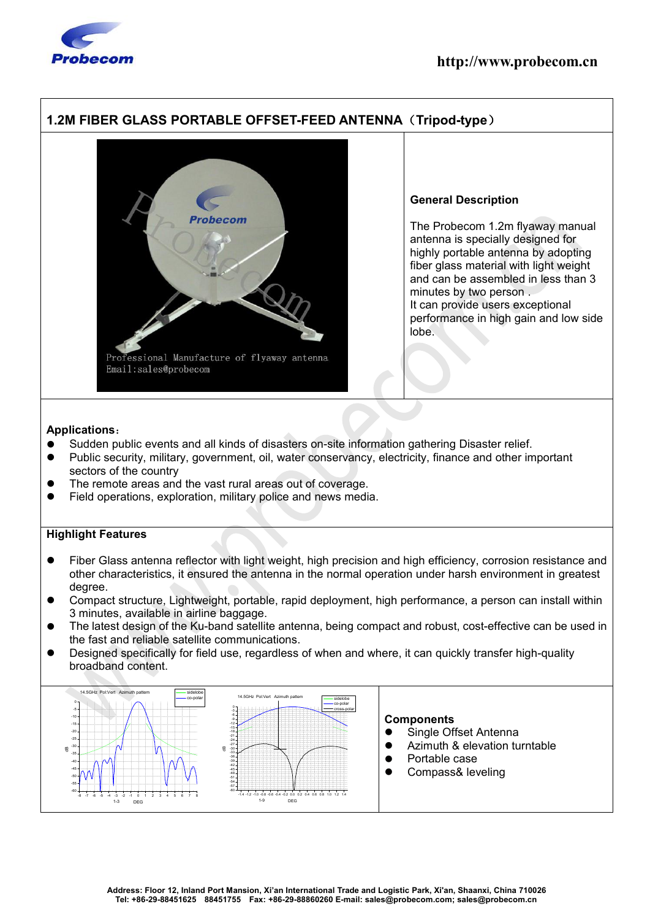# 1.2M FIBER GLASS PORTABLE OFFSET-FEED ANTENNA（Tripod-type）

Professional Manufacture of flyaway antenna
Email:sales@probecom

## General Description

The Probecom 1.2m flyaway manual antenna is specially designed for highly portable antenna by adopting fiber glass material with light weight and can be assembled in less than 3 minutes by two person .
It can provide users exceptional performance in high gain and low side lobe.

## Applications：

- Sudden public events and all kinds of disasters on-site information gathering Disaster relief.
- Public security, military, government, oil, water conservancy, electricity, finance and other important sectors of the country
- The remote areas and the vast rural areas out of coverage.
- Field operations, exploration, military police and news media.

## Highlight Features

- Fiber Glass antenna reflector with light weight, high precision and high efficiency, corrosion resistance and other characteristics, it ensured the antenna in the normal operation under harsh environment in greatest degree.
- Compact structure, Lightweight, portable, rapid deployment, high performance, a person can install within 3 minutes, available in airline baggage.
- The latest design of the Ku-band satellite antenna, being compact and robust, cost-effective can be used in the fast and reliable satellite communications.
- Designed specifically for field use, regardless of when and where, it can quickly transfer high-quality broadband content.

14.5GHz Pol:Vert Azimuth pattern
sidelobe
co-polar
dB
DEG
1-3

14.5GHz Pol:Vert Azimuth pattern
sidelobe
co-polar
cross-polar
dB
DEG
1-9

## Components

- Single Offset Antenna
- Azimuth & elevation turntable
- Portable case
- Compass& leveling

Address: Floor 12, Inland Port Mansion, Xi'an International Trade and Logistic Park, Xi'an, Shaanxi, China 710026
Tel: +86-29-88451625 88451755 Fax: +86-29-88860260 E-mail: sales@probecom.com; sales@probecom.cn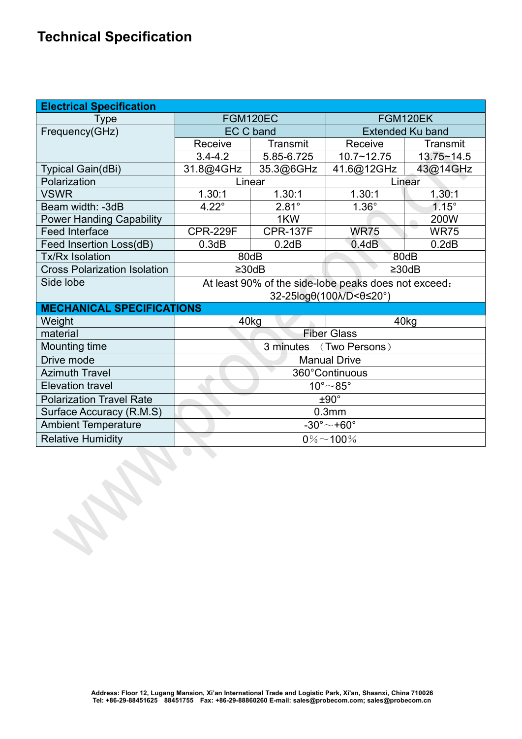# Technical Specification

| Electrical Specification | | | | |
|---|---|---|---|---|
| Type | FGM120EC | | FGM120EK | |
| Frequency(GHz) | EC C band | | Extended Ku band | |
| | Receive | Transmit | Receive | Transmit |
| | 3.4-4.2 | 5.85-6.725 | 10.7~12.75 | 13.75~14.5 |
| Typical Gain(dBi) | 31.8@4GHz | 35.3@6GHz | 41.6@12GHz | 43@14GHz |
| Polarization | Linear | | Linear | |
| VSWR | 1.30:1 | 1.30:1 | 1.30:1 | 1.30:1 |
| Beam width: -3dB | 4.22° | 2.81° | 1.36° | 1.15° |
| Power Handing Capability | | 1KW | | 200W |
| Feed Interface | CPR-229F | CPR-137F | WR75 | WR75 |
| Feed Insertion Loss(dB) | 0.3dB | 0.2dB | 0.4dB | 0.2dB |
| Tx/Rx Isolation | 80dB | | 80dB | |
| Cross Polarization Isolation | ≥30dB | | ≥30dB | |
| Side lobe | At least 90% of the side-lobe peaks does not exceed：32-25logθ(100λ/D<θ≤20°) | | | |
| **MECHANICAL SPECIFICATIONS** | | | | |
| Weight | 40kg | | 40kg | |
| material | Fiber Glass | | | |
| Mounting time | 3 minutes （Two Persons） | | | |
| Drive mode | Manual Drive | | | |
| Azimuth Travel | 360°Continuous | | | |
| Elevation travel | 10°～85° | | | |
| Polarization Travel Rate | ±90° | | | |
| Surface Accuracy (R.M.S) | 0.3mm | | | |
| Ambient Temperature | -30°～+60° | | | |
| Relative Humidity | 0％～100％ | | | |

Address: Floor 12, Lugang Mansion, Xi'an International Trade and Logistic Park, Xi'an, Shaanxi, China 710026
Tel: +86-29-88451625 88451755 Fax: +86-29-88860260 E-mail: sales@probecom.com; sales@probecom.cn